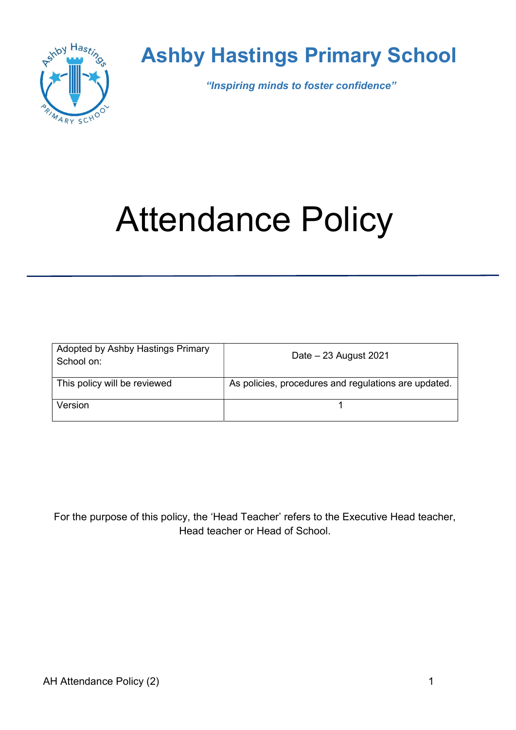# Ashby Hastings Primary School

*"Inspiring minds to foster confidence"*

# Attendance Policy

| Adopted by Ashby Hastings Primary School on: | Date – 23 August 2021 |
|---|---|
| This policy will be reviewed | As policies, procedures and regulations are updated. |
| Version | 1 |

For the purpose of this policy, the 'Head Teacher' refers to the Executive Head teacher, Head teacher or Head of School.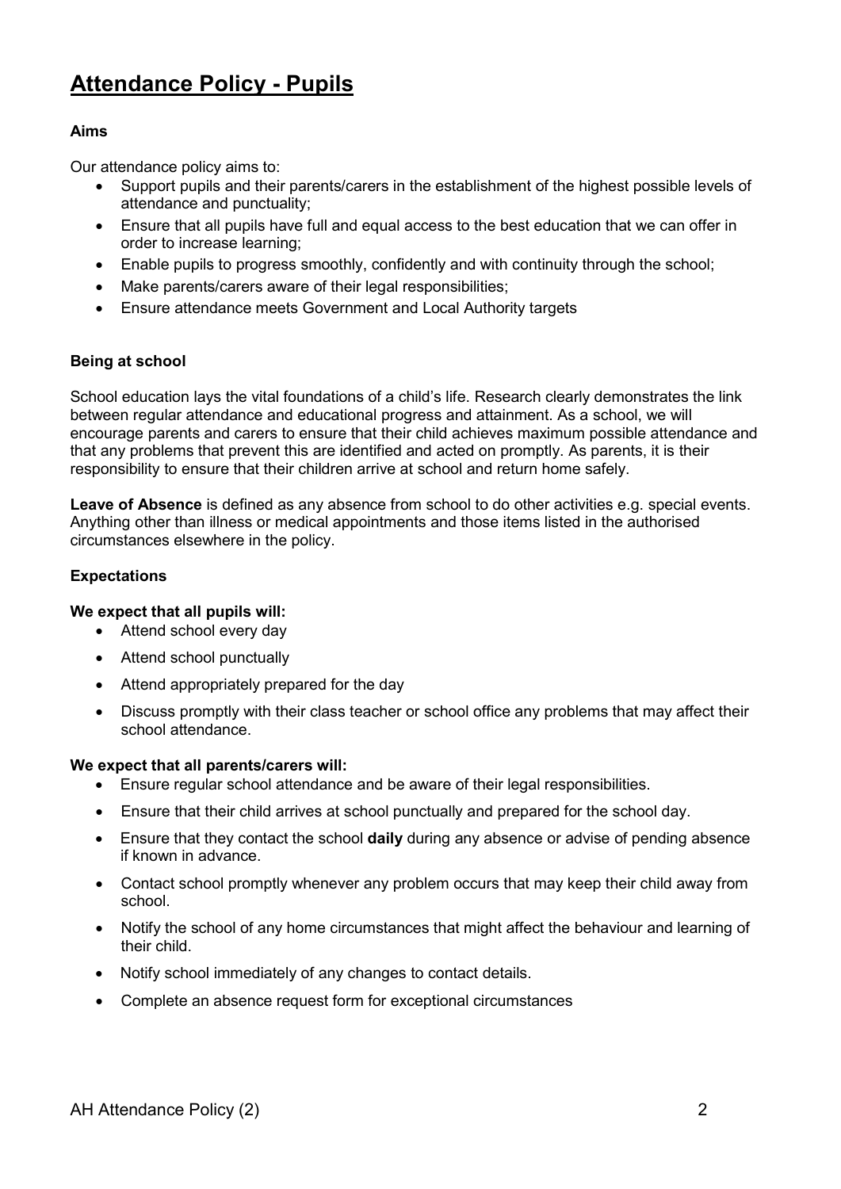# Attendance Policy - Pupils

### Aims

Our attendance policy aims to:

- Support pupils and their parents/carers in the establishment of the highest possible levels of attendance and punctuality;
- Ensure that all pupils have full and equal access to the best education that we can offer in order to increase learning;
- Enable pupils to progress smoothly, confidently and with continuity through the school;
- Make parents/carers aware of their legal responsibilities;
- Ensure attendance meets Government and Local Authority targets

### Being at school

School education lays the vital foundations of a child's life. Research clearly demonstrates the link between regular attendance and educational progress and attainment. As a school, we will encourage parents and carers to ensure that their child achieves maximum possible attendance and that any problems that prevent this are identified and acted on promptly. As parents, it is their responsibility to ensure that their children arrive at school and return home safely.

**Leave of Absence** is defined as any absence from school to do other activities e.g. special events. Anything other than illness or medical appointments and those items listed in the authorised circumstances elsewhere in the policy.

### Expectations

**We expect that all pupils will:**

- Attend school every day
- Attend school punctually
- Attend appropriately prepared for the day
- Discuss promptly with their class teacher or school office any problems that may affect their school attendance.

**We expect that all parents/carers will:**

- Ensure regular school attendance and be aware of their legal responsibilities.
- Ensure that their child arrives at school punctually and prepared for the school day.
- Ensure that they contact the school **daily** during any absence or advise of pending absence if known in advance.
- Contact school promptly whenever any problem occurs that may keep their child away from school.
- Notify the school of any home circumstances that might affect the behaviour and learning of their child.
- Notify school immediately of any changes to contact details.
- Complete an absence request form for exceptional circumstances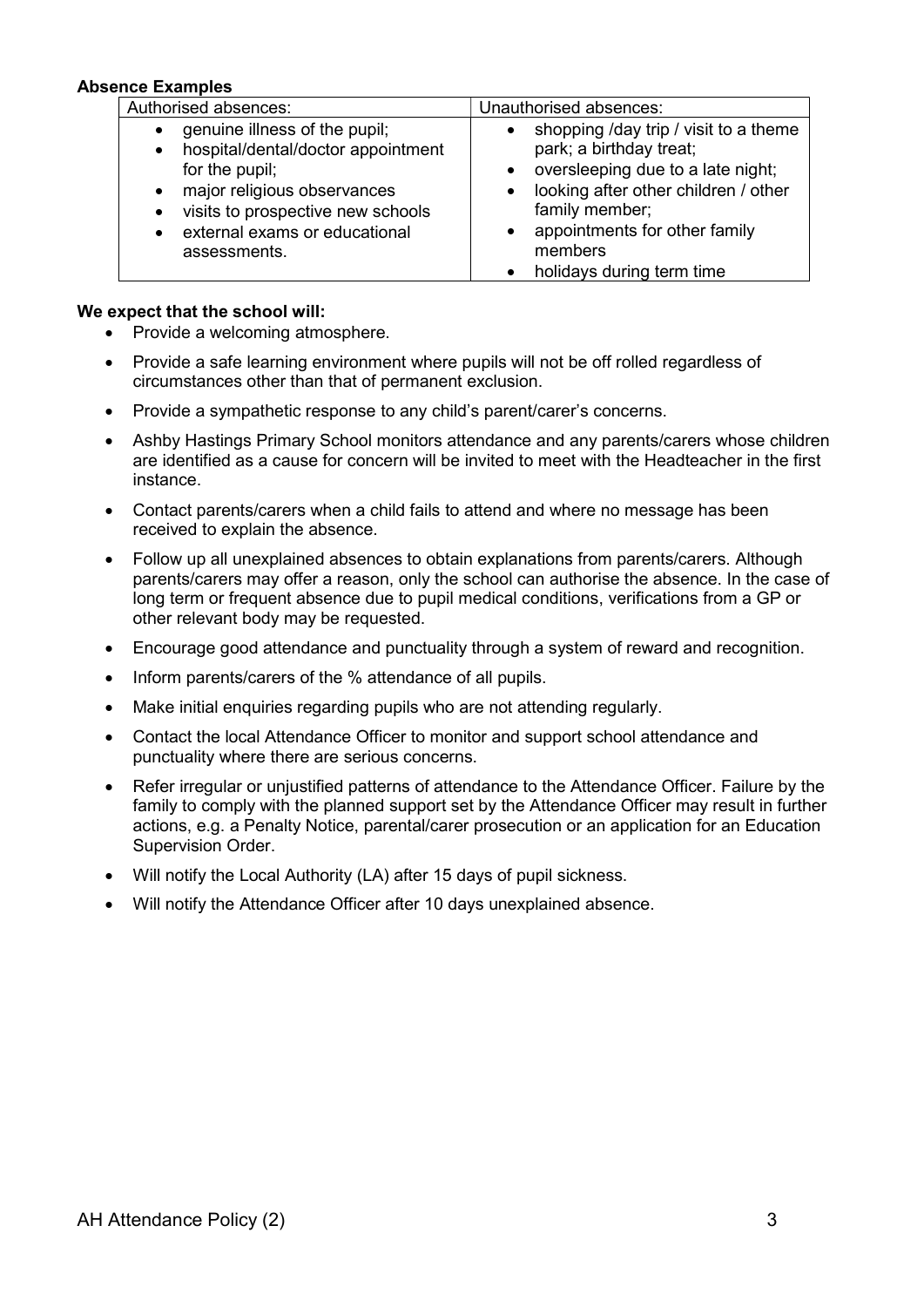**Absence Examples**

| Authorised absences: | Unauthorised absences: |
| --- | --- |
| • genuine illness of the pupil;<br>• hospital/dental/doctor appointment for the pupil;<br>• major religious observances<br>• visits to prospective new schools<br>• external exams or educational assessments. | • shopping /day trip / visit to a theme park; a birthday treat;<br>• oversleeping due to a late night;<br>• looking after other children / other family member;<br>• appointments for other family members<br>• holidays during term time |

**We expect that the school will:**

- Provide a welcoming atmosphere.
- Provide a safe learning environment where pupils will not be off rolled regardless of circumstances other than that of permanent exclusion.
- Provide a sympathetic response to any child's parent/carer's concerns.
- Ashby Hastings Primary School monitors attendance and any parents/carers whose children are identified as a cause for concern will be invited to meet with the Headteacher in the first instance.
- Contact parents/carers when a child fails to attend and where no message has been received to explain the absence.
- Follow up all unexplained absences to obtain explanations from parents/carers. Although parents/carers may offer a reason, only the school can authorise the absence. In the case of long term or frequent absence due to pupil medical conditions, verifications from a GP or other relevant body may be requested.
- Encourage good attendance and punctuality through a system of reward and recognition.
- Inform parents/carers of the % attendance of all pupils.
- Make initial enquiries regarding pupils who are not attending regularly.
- Contact the local Attendance Officer to monitor and support school attendance and punctuality where there are serious concerns.
- Refer irregular or unjustified patterns of attendance to the Attendance Officer. Failure by the family to comply with the planned support set by the Attendance Officer may result in further actions, e.g. a Penalty Notice, parental/carer prosecution or an application for an Education Supervision Order.
- Will notify the Local Authority (LA) after 15 days of pupil sickness.
- Will notify the Attendance Officer after 10 days unexplained absence.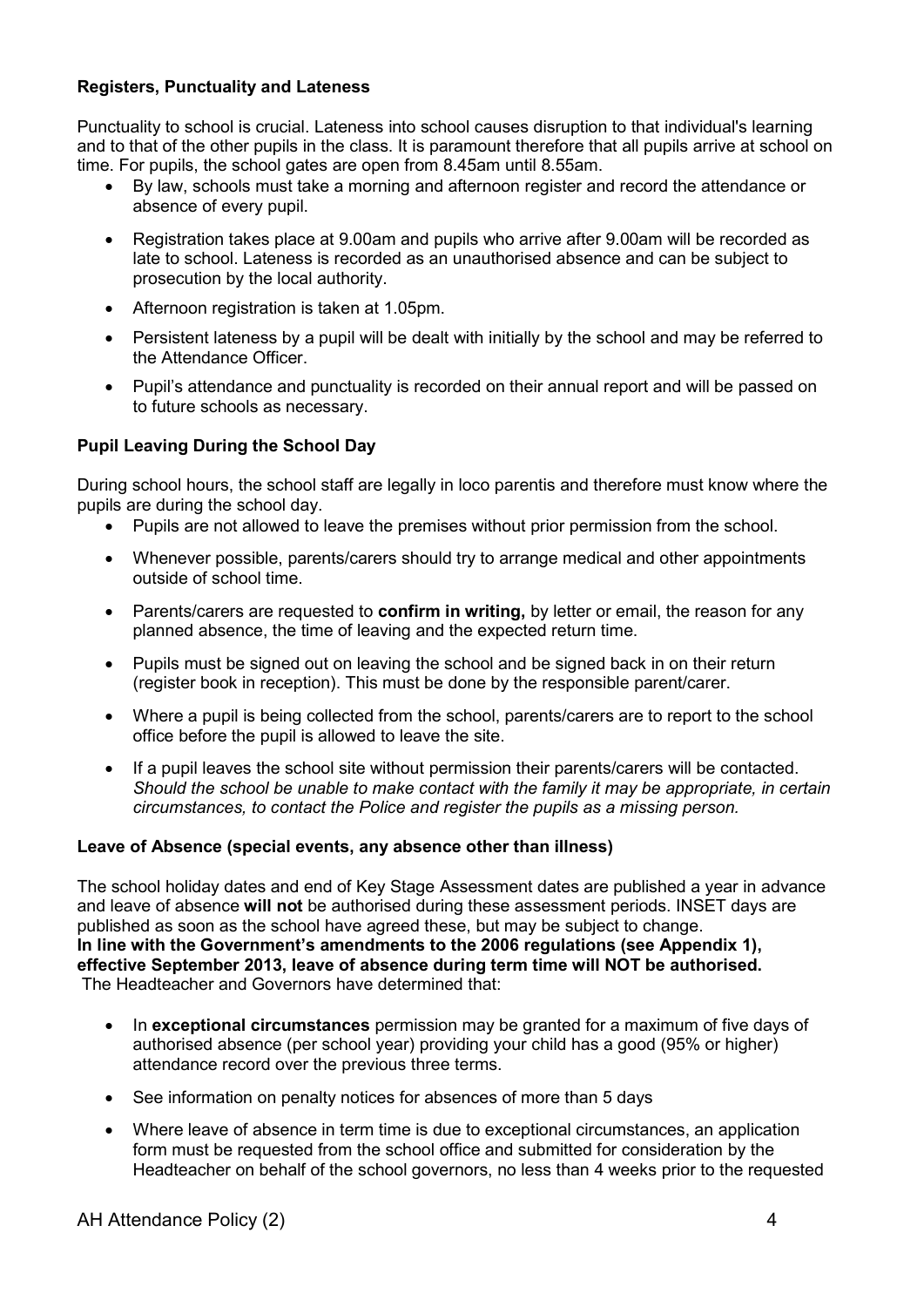**Registers, Punctuality and Lateness**

Punctuality to school is crucial. Lateness into school causes disruption to that individual's learning and to that of the other pupils in the class. It is paramount therefore that all pupils arrive at school on time. For pupils, the school gates are open from 8.45am until 8.55am.

- By law, schools must take a morning and afternoon register and record the attendance or absence of every pupil.
- Registration takes place at 9.00am and pupils who arrive after 9.00am will be recorded as late to school. Lateness is recorded as an unauthorised absence and can be subject to prosecution by the local authority.
- Afternoon registration is taken at 1.05pm.
- Persistent lateness by a pupil will be dealt with initially by the school and may be referred to the Attendance Officer.
- Pupil's attendance and punctuality is recorded on their annual report and will be passed on to future schools as necessary.

**Pupil Leaving During the School Day**

During school hours, the school staff are legally in loco parentis and therefore must know where the pupils are during the school day.

- Pupils are not allowed to leave the premises without prior permission from the school.
- Whenever possible, parents/carers should try to arrange medical and other appointments outside of school time.
- Parents/carers are requested to **confirm in writing,** by letter or email, the reason for any planned absence, the time of leaving and the expected return time.
- Pupils must be signed out on leaving the school and be signed back in on their return (register book in reception). This must be done by the responsible parent/carer.
- Where a pupil is being collected from the school, parents/carers are to report to the school office before the pupil is allowed to leave the site.
- If a pupil leaves the school site without permission their parents/carers will be contacted. *Should the school be unable to make contact with the family it may be appropriate, in certain circumstances, to contact the Police and register the pupils as a missing person.*

**Leave of Absence (special events, any absence other than illness)**

The school holiday dates and end of Key Stage Assessment dates are published a year in advance and leave of absence **will not** be authorised during these assessment periods. INSET days are published as soon as the school have agreed these, but may be subject to change.
**In line with the Government's amendments to the 2006 regulations (see Appendix 1), effective September 2013, leave of absence during term time will NOT be authorised.**
The Headteacher and Governors have determined that:

- In **exceptional circumstances** permission may be granted for a maximum of five days of authorised absence (per school year) providing your child has a good (95% or higher) attendance record over the previous three terms.
- See information on penalty notices for absences of more than 5 days
- Where leave of absence in term time is due to exceptional circumstances, an application form must be requested from the school office and submitted for consideration by the Headteacher on behalf of the school governors, no less than 4 weeks prior to the requested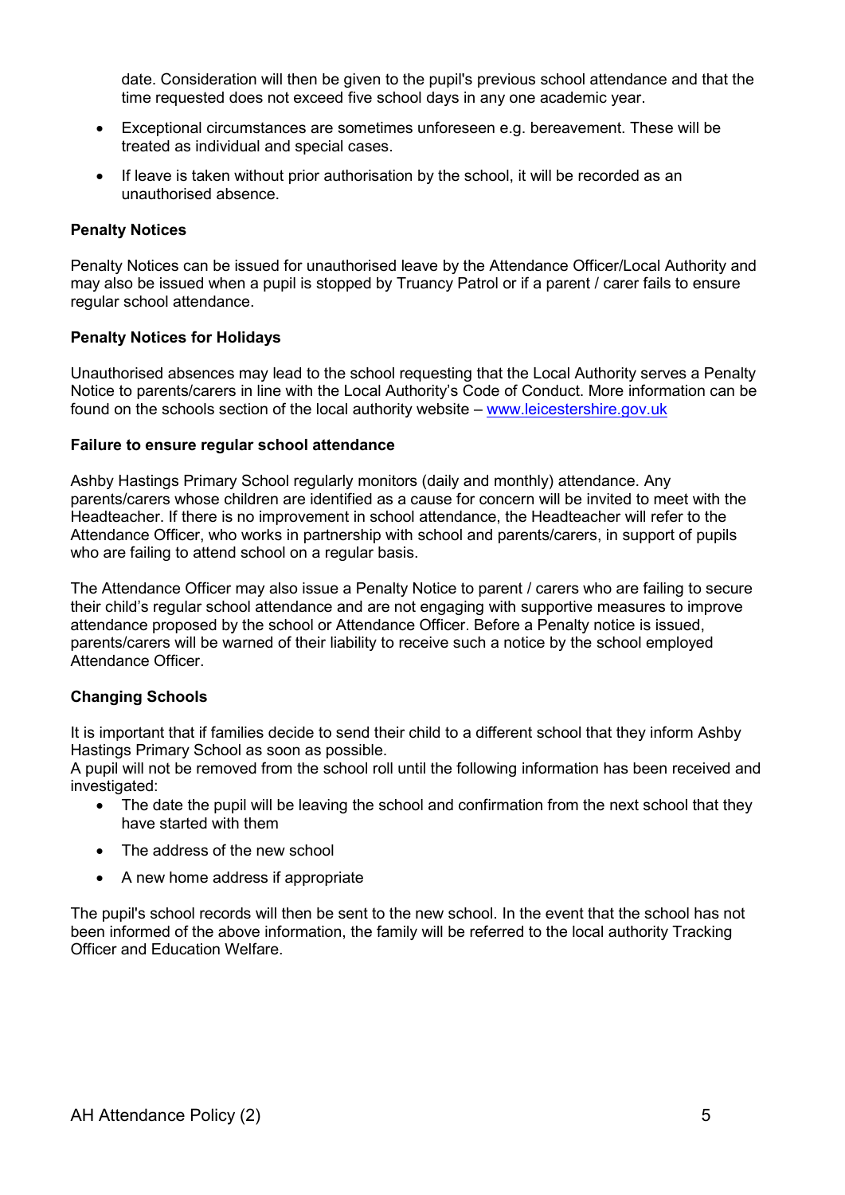date. Consideration will then be given to the pupil's previous school attendance and that the time requested does not exceed five school days in any one academic year.

- Exceptional circumstances are sometimes unforeseen e.g. bereavement. These will be treated as individual and special cases.
- If leave is taken without prior authorisation by the school, it will be recorded as an unauthorised absence.

**Penalty Notices**

Penalty Notices can be issued for unauthorised leave by the Attendance Officer/Local Authority and may also be issued when a pupil is stopped by Truancy Patrol or if a parent / carer fails to ensure regular school attendance.

**Penalty Notices for Holidays**

Unauthorised absences may lead to the school requesting that the Local Authority serves a Penalty Notice to parents/carers in line with the Local Authority's Code of Conduct. More information can be found on the schools section of the local authority website – [www.leicestershire.gov.uk](www.leicestershire.gov.uk)

**Failure to ensure regular school attendance**

Ashby Hastings Primary School regularly monitors (daily and monthly) attendance. Any parents/carers whose children are identified as a cause for concern will be invited to meet with the Headteacher. If there is no improvement in school attendance, the Headteacher will refer to the Attendance Officer, who works in partnership with school and parents/carers, in support of pupils who are failing to attend school on a regular basis.

The Attendance Officer may also issue a Penalty Notice to parent / carers who are failing to secure their child's regular school attendance and are not engaging with supportive measures to improve attendance proposed by the school or Attendance Officer. Before a Penalty notice is issued, parents/carers will be warned of their liability to receive such a notice by the school employed Attendance Officer.

**Changing Schools**

It is important that if families decide to send their child to a different school that they inform Ashby Hastings Primary School as soon as possible.
A pupil will not be removed from the school roll until the following information has been received and investigated:

- The date the pupil will be leaving the school and confirmation from the next school that they have started with them
- The address of the new school
- A new home address if appropriate

The pupil's school records will then be sent to the new school. In the event that the school has not been informed of the above information, the family will be referred to the local authority Tracking Officer and Education Welfare.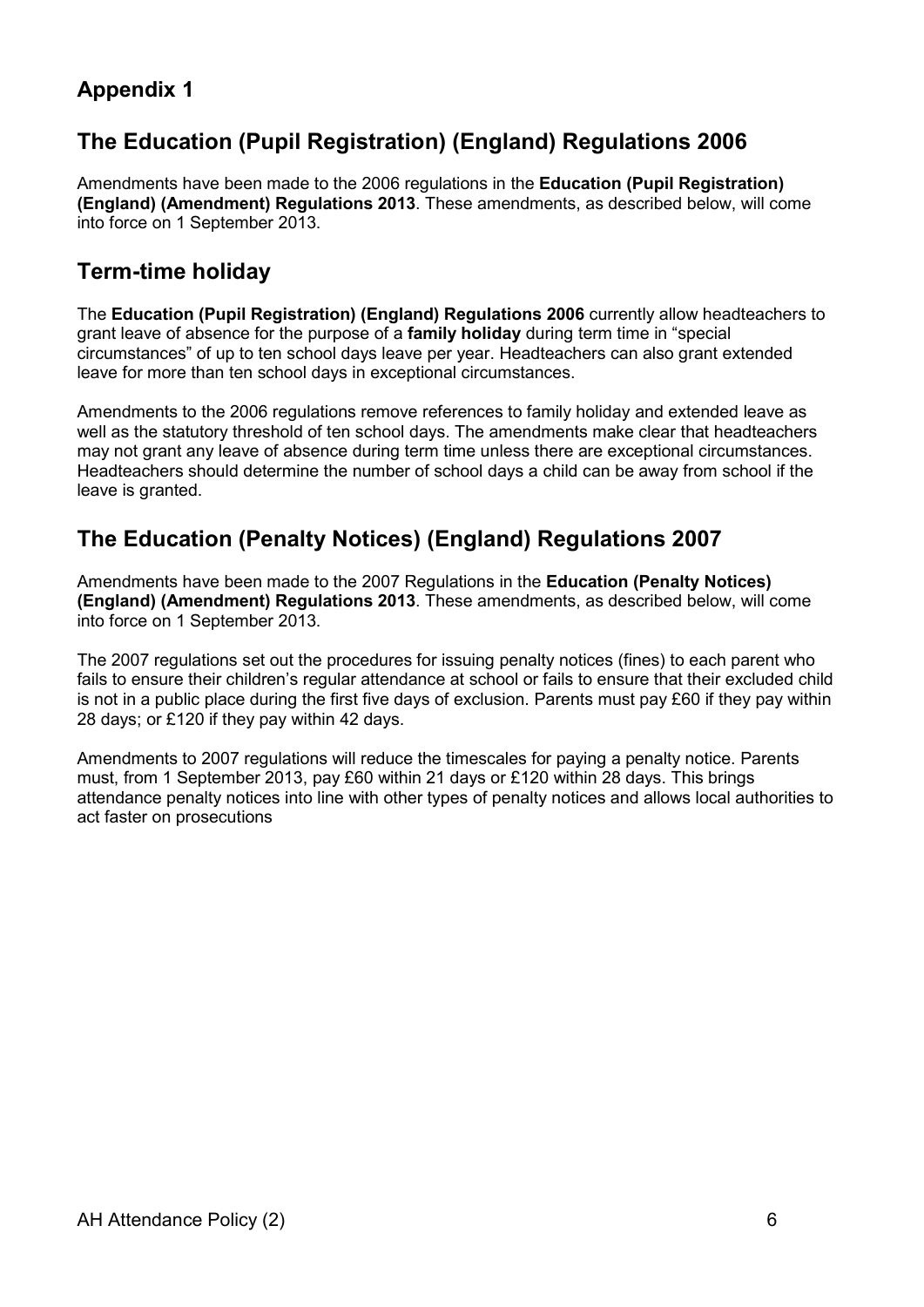## Appendix 1

## The Education (Pupil Registration) (England) Regulations 2006

Amendments have been made to the 2006 regulations in the **Education (Pupil Registration) (England) (Amendment) Regulations 2013**. These amendments, as described below, will come into force on 1 September 2013.

## Term-time holiday

The **Education (Pupil Registration) (England) Regulations 2006** currently allow headteachers to grant leave of absence for the purpose of a **family holiday** during term time in "special circumstances" of up to ten school days leave per year. Headteachers can also grant extended leave for more than ten school days in exceptional circumstances.

Amendments to the 2006 regulations remove references to family holiday and extended leave as well as the statutory threshold of ten school days. The amendments make clear that headteachers may not grant any leave of absence during term time unless there are exceptional circumstances. Headteachers should determine the number of school days a child can be away from school if the leave is granted.

## The Education (Penalty Notices) (England) Regulations 2007

Amendments have been made to the 2007 Regulations in the **Education (Penalty Notices) (England) (Amendment) Regulations 2013**. These amendments, as described below, will come into force on 1 September 2013.

The 2007 regulations set out the procedures for issuing penalty notices (fines) to each parent who fails to ensure their children's regular attendance at school or fails to ensure that their excluded child is not in a public place during the first five days of exclusion. Parents must pay £60 if they pay within 28 days; or £120 if they pay within 42 days.

Amendments to 2007 regulations will reduce the timescales for paying a penalty notice. Parents must, from 1 September 2013, pay £60 within 21 days or £120 within 28 days. This brings attendance penalty notices into line with other types of penalty notices and allows local authorities to act faster on prosecutions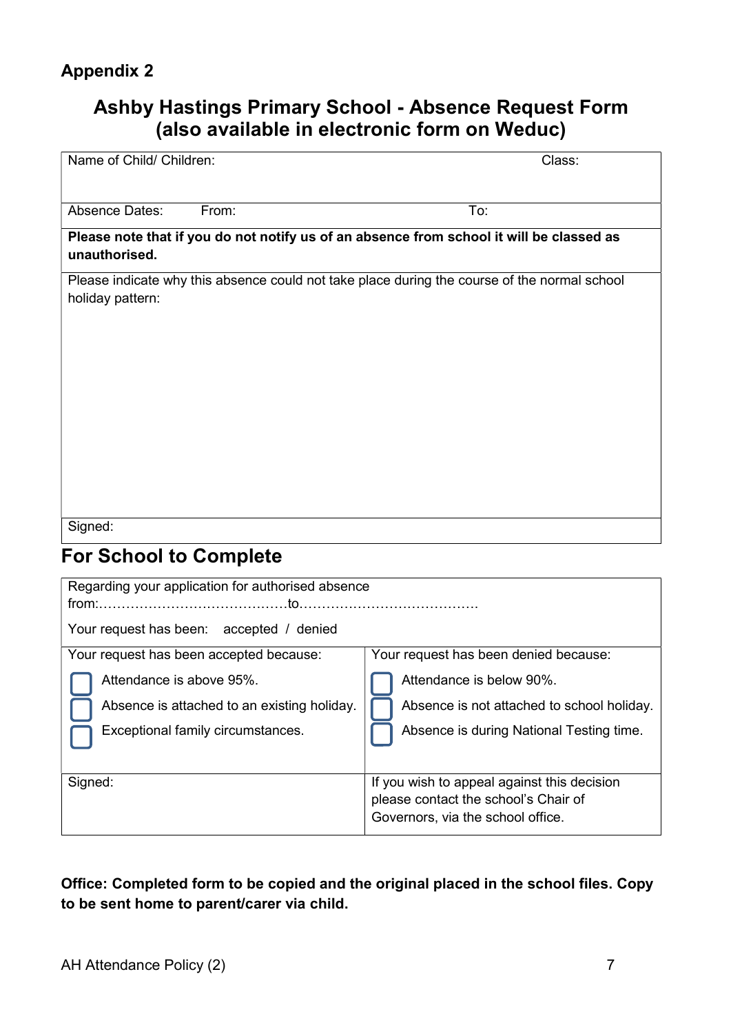**Appendix 2**

## Ashby Hastings Primary School - Absence Request Form (also available in electronic form on Weduc)

| | |
|---|---|
| Name of Child/ Children: | Class: |
| Absence Dates: From: | To: |
| **Please note that if you do not notify us of an absence from school it will be classed as unauthorised.** | |
| Please indicate why this absence could not take place during the course of the normal school holiday pattern: | |
| Signed: | |

## For School to Complete

| | |
|---|---|
| Regarding your application for authorised absence from:……………………………………to………………………………… <br><br> Your request has been: accepted / denied | |
| Your request has been accepted because: <br> ☐ Attendance is above 95%. <br> ☐ Absence is attached to an existing holiday. <br> ☐ Exceptional family circumstances. | Your request has been denied because: <br> ☐ Attendance is below 90%. <br> ☐ Absence is not attached to school holiday. <br> ☐ Absence is during National Testing time. |
| Signed: | If you wish to appeal against this decision please contact the school's Chair of Governors, via the school office. |

**Office: Completed form to be copied and the original placed in the school files. Copy to be sent home to parent/carer via child.**